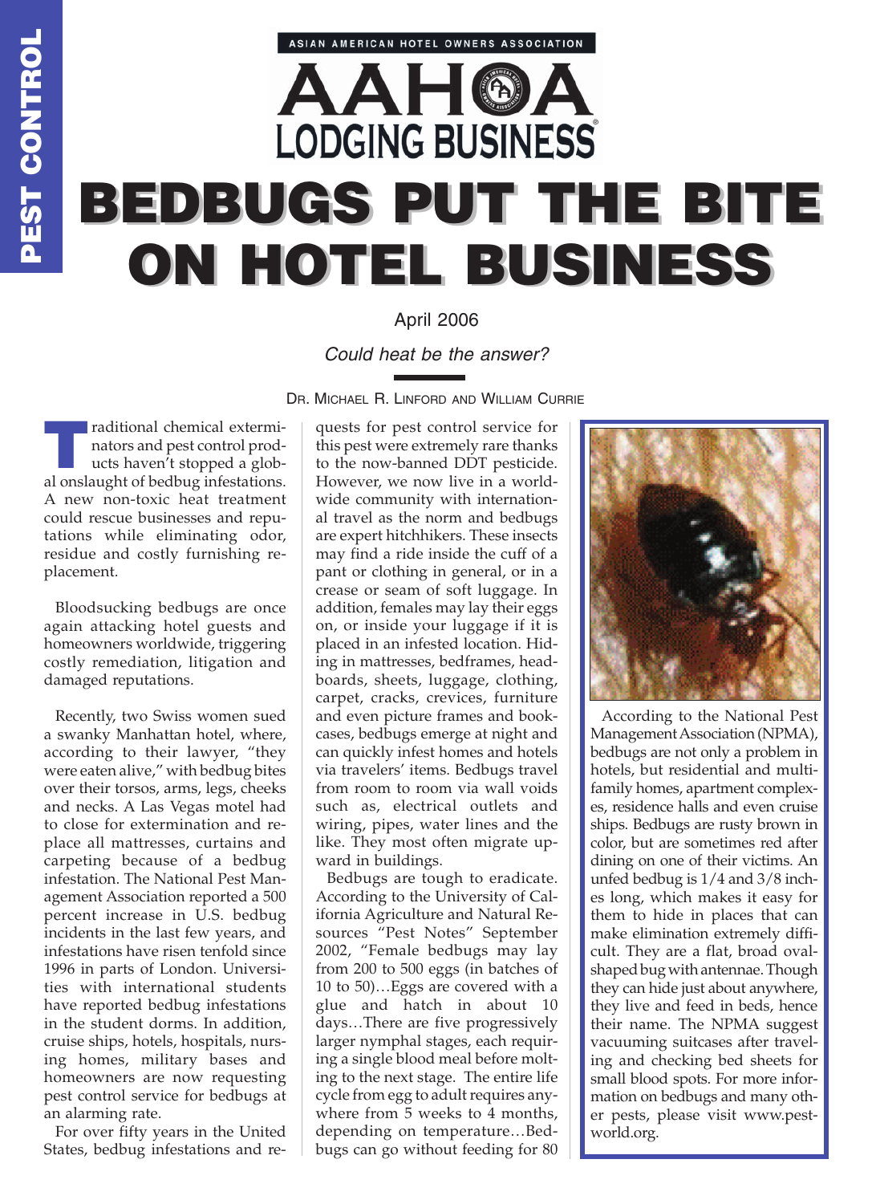PEST CONTROL

ASIAN AMERICAN HOTEL OWNERS ASSOCIATION

AAHOA LODGING BUSINESS®

# BEDBUGS PUT THE BITE ON HOTEL BUSINESS

April 2006

*Could heat be the answer?*

DR. MICHAEL R. LINFORD AND WILLIAM CURRIE

Traditional chemical exterminators and pest control products haven't stopped a global onslaught of bedbug infestations. A new non-toxic heat treatment could rescue businesses and reputations while eliminating odor, residue and costly furnishing replacement.

Bloodsucking bedbugs are once again attacking hotel guests and homeowners worldwide, triggering costly remediation, litigation and damaged reputations.

Recently, two Swiss women sued a swanky Manhattan hotel, where, according to their lawyer, "they were eaten alive," with bedbug bites over their torsos, arms, legs, cheeks and necks. A Las Vegas motel had to close for extermination and replace all mattresses, curtains and carpeting because of a bedbug infestation. The National Pest Management Association reported a 500 percent increase in U.S. bedbug incidents in the last few years, and infestations have risen tenfold since 1996 in parts of London. Universities with international students have reported bedbug infestations in the student dorms. In addition, cruise ships, hotels, hospitals, nursing homes, military bases and homeowners are now requesting pest control service for bedbugs at an alarming rate.

For over fifty years in the United States, bedbug infestations and requests for pest control service for this pest were extremely rare thanks to the now-banned DDT pesticide. However, we now live in a worldwide community with international travel as the norm and bedbugs are expert hitchhikers. These insects may find a ride inside the cuff of a pant or clothing in general, or in a crease or seam of soft luggage. In addition, females may lay their eggs on, or inside your luggage if it is placed in an infested location. Hiding in mattresses, bedframes, headboards, sheets, luggage, clothing, carpet, cracks, crevices, furniture and even picture frames and bookcases, bedbugs emerge at night and can quickly infest homes and hotels via travelers' items. Bedbugs travel from room to room via wall voids such as, electrical outlets and wiring, pipes, water lines and the like. They most often migrate upward in buildings.

Bedbugs are tough to eradicate. According to the University of California Agriculture and Natural Resources "Pest Notes" September 2002, "Female bedbugs may lay from 200 to 500 eggs (in batches of 10 to 50)…Eggs are covered with a glue and hatch in about 10 days…There are five progressively larger nymphal stages, each requiring a single blood meal before molting to the next stage. The entire life cycle from egg to adult requires anywhere from 5 weeks to 4 months, depending on temperature…Bedbugs can go without feeding for 80

According to the National Pest Management Association (NPMA), bedbugs are not only a problem in hotels, but residential and multi-family homes, apartment complexes, residence halls and even cruise ships. Bedbugs are rusty brown in color, but are sometimes red after dining on one of their victims. An unfed bedbug is 1/4 and 3/8 inches long, which makes it easy for them to hide in places that can make elimination extremely difficult. They are a flat, broad oval-shaped bug with antennae. Though they can hide just about anywhere, they live and feed in beds, hence their name. The NPMA suggest vacuuming suitcases after traveling and checking bed sheets for small blood spots. For more information on bedbugs and many other pests, please visit www.pestworld.org.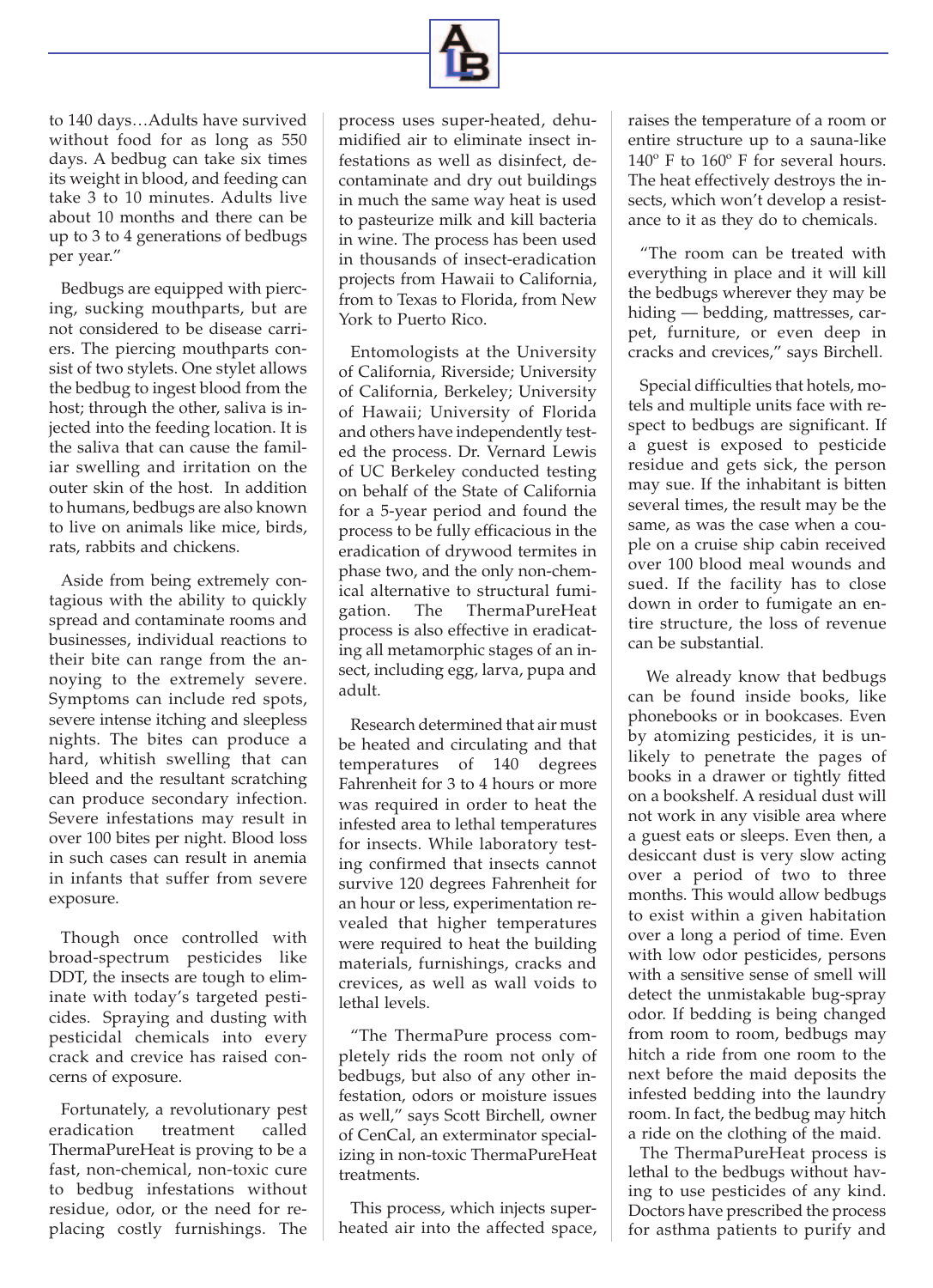to 140 days…Adults have survived without food for as long as 550 days. A bedbug can take six times its weight in blood, and feeding can take 3 to 10 minutes. Adults live about 10 months and there can be up to 3 to 4 generations of bedbugs per year."

Bedbugs are equipped with piercing, sucking mouthparts, but are not considered to be disease carriers. The piercing mouthparts consist of two stylets. One stylet allows the bedbug to ingest blood from the host; through the other, saliva is injected into the feeding location. It is the saliva that can cause the familiar swelling and irritation on the outer skin of the host. In addition to humans, bedbugs are also known to live on animals like mice, birds, rats, rabbits and chickens.

Aside from being extremely contagious with the ability to quickly spread and contaminate rooms and businesses, individual reactions to their bite can range from the annoying to the extremely severe. Symptoms can include red spots, severe intense itching and sleepless nights. The bites can produce a hard, whitish swelling that can bleed and the resultant scratching can produce secondary infection. Severe infestations may result in over 100 bites per night. Blood loss in such cases can result in anemia in infants that suffer from severe exposure.

Though once controlled with broad-spectrum pesticides like DDT, the insects are tough to eliminate with today's targeted pesticides. Spraying and dusting with pesticidal chemicals into every crack and crevice has raised concerns of exposure.

Fortunately, a revolutionary pest eradication treatment called ThermaPureHeat is proving to be a fast, non-chemical, non-toxic cure to bedbug infestations without residue, odor, or the need for replacing costly furnishings. The process uses super-heated, dehumidified air to eliminate insect infestations as well as disinfect, decontaminate and dry out buildings in much the same way heat is used to pasteurize milk and kill bacteria in wine. The process has been used in thousands of insect-eradication projects from Hawaii to California, from to Texas to Florida, from New York to Puerto Rico.

Entomologists at the University of California, Riverside; University of California, Berkeley; University of Hawaii; University of Florida and others have independently tested the process. Dr. Vernard Lewis of UC Berkeley conducted testing on behalf of the State of California for a 5-year period and found the process to be fully efficacious in the eradication of drywood termites in phase two, and the only non-chemical alternative to structural fumigation. The ThermaPureHeat process is also effective in eradicating all metamorphic stages of an insect, including egg, larva, pupa and adult.

Research determined that air must be heated and circulating and that temperatures of 140 degrees Fahrenheit for 3 to 4 hours or more was required in order to heat the infested area to lethal temperatures for insects. While laboratory testing confirmed that insects cannot survive 120 degrees Fahrenheit for an hour or less, experimentation revealed that higher temperatures were required to heat the building materials, furnishings, cracks and crevices, as well as wall voids to lethal levels.

"The ThermaPure process completely rids the room not only of bedbugs, but also of any other infestation, odors or moisture issues as well," says Scott Birchell, owner of CenCal, an exterminator specializing in non-toxic ThermaPureHeat treatments.

This process, which injects superheated air into the affected space, raises the temperature of a room or entire structure up to a sauna-like 140º F to 160º F for several hours. The heat effectively destroys the insects, which won't develop a resistance to it as they do to chemicals.

"The room can be treated with everything in place and it will kill the bedbugs wherever they may be hiding — bedding, mattresses, carpet, furniture, or even deep in cracks and crevices," says Birchell.

Special difficulties that hotels, motels and multiple units face with respect to bedbugs are significant. If a guest is exposed to pesticide residue and gets sick, the person may sue. If the inhabitant is bitten several times, the result may be the same, as was the case when a couple on a cruise ship cabin received over 100 blood meal wounds and sued. If the facility has to close down in order to fumigate an entire structure, the loss of revenue can be substantial.

We already know that bedbugs can be found inside books, like phonebooks or in bookcases. Even by atomizing pesticides, it is unlikely to penetrate the pages of books in a drawer or tightly fitted on a bookshelf. A residual dust will not work in any visible area where a guest eats or sleeps. Even then, a desiccant dust is very slow acting over a period of two to three months. This would allow bedbugs to exist within a given habitation over a long a period of time. Even with low odor pesticides, persons with a sensitive sense of smell will detect the unmistakable bug-spray odor. If bedding is being changed from room to room, bedbugs may hitch a ride from one room to the next before the maid deposits the infested bedding into the laundry room. In fact, the bedbug may hitch a ride on the clothing of the maid.

The ThermaPureHeat process is lethal to the bedbugs without having to use pesticides of any kind. Doctors have prescribed the process for asthma patients to purify and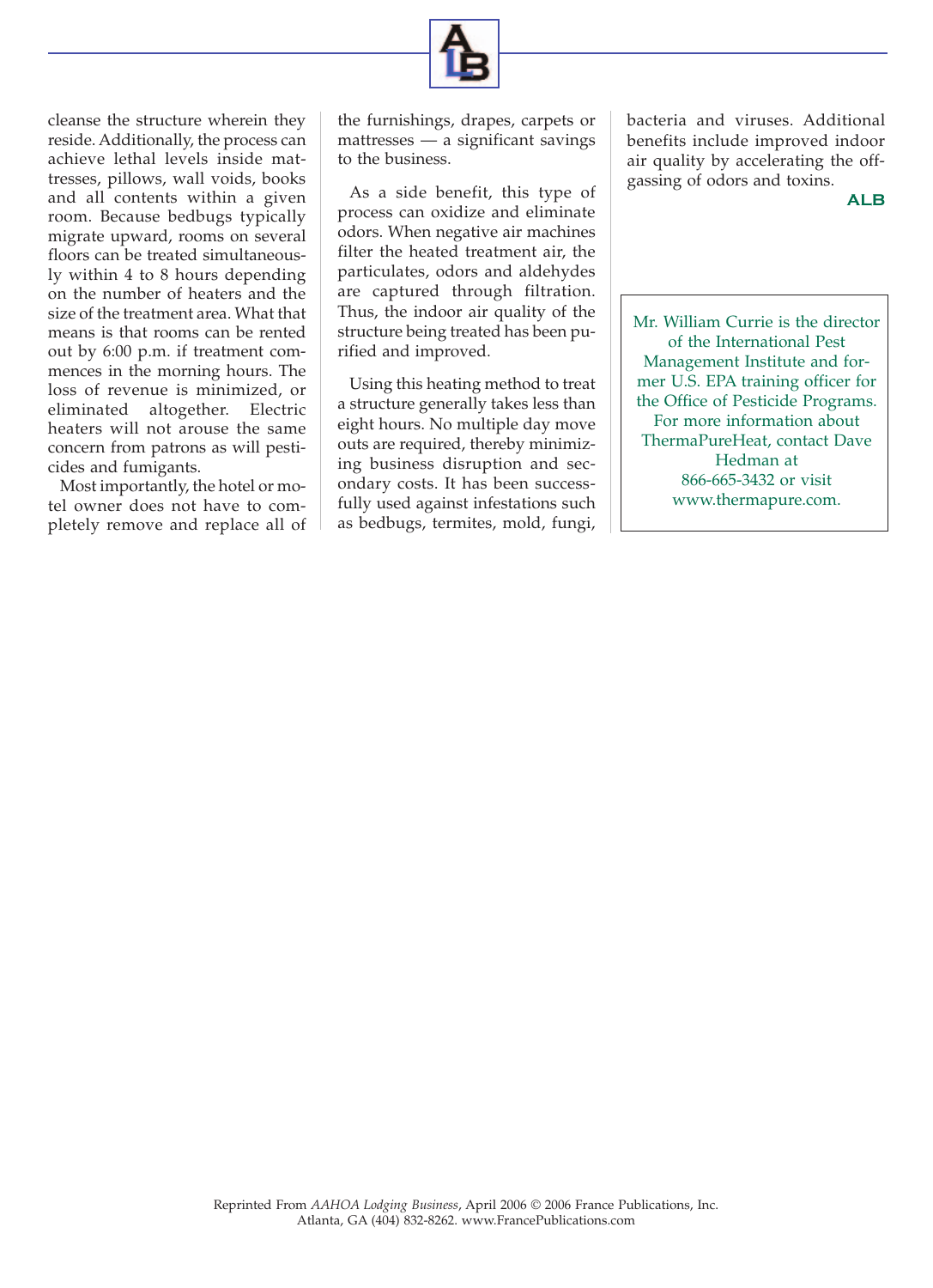cleanse the structure wherein they reside. Additionally, the process can achieve lethal levels inside mattresses, pillows, wall voids, books and all contents within a given room. Because bedbugs typically migrate upward, rooms on several floors can be treated simultaneously within 4 to 8 hours depending on the number of heaters and the size of the treatment area. What that means is that rooms can be rented out by 6:00 p.m. if treatment commences in the morning hours. The loss of revenue is minimized, or eliminated altogether. Electric heaters will not arouse the same concern from patrons as will pesticides and fumigants.

Most importantly, the hotel or motel owner does not have to completely remove and replace all of the furnishings, drapes, carpets or mattresses — a significant savings to the business.

As a side benefit, this type of process can oxidize and eliminate odors. When negative air machines filter the heated treatment air, the particulates, odors and aldehydes are captured through filtration. Thus, the indoor air quality of the structure being treated has been purified and improved.

Using this heating method to treat a structure generally takes less than eight hours. No multiple day move outs are required, thereby minimizing business disruption and secondary costs. It has been successfully used against infestations such as bedbugs, termites, mold, fungi, bacteria and viruses. Additional benefits include improved indoor air quality by accelerating the off-gassing of odors and toxins.

**ALB**

Mr. William Currie is the director of the International Pest Management Institute and former U.S. EPA training officer for the Office of Pesticide Programs. For more information about ThermaPureHeat, contact Dave Hedman at 866-665-3432 or visit www.thermapure.com.

Reprinted From *AAHOA Lodging Business*, April 2006 © 2006 France Publications, Inc.
Atlanta, GA (404) 832-8262. www.FrancePublications.com